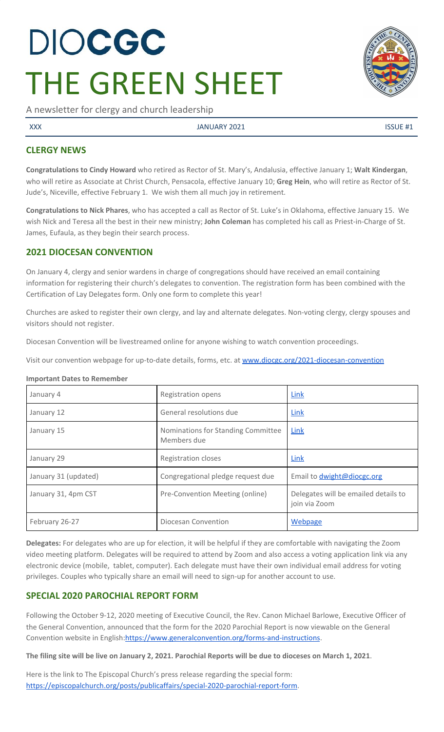# DIOCGC
# THE GREEN SHEET

A newsletter for clergy and church leadership

XXX | JANUARY 2021 | ISSUE #1

## CLERGY NEWS

**Congratulations to Cindy Howard** who retired as Rector of St. Mary's, Andalusia, effective January 1; **Walt Kindergan**, who will retire as Associate at Christ Church, Pensacola, effective January 10; **Greg Hein**, who will retire as Rector of St. Jude's, Niceville, effective February 1. We wish them all much joy in retirement.

**Congratulations to Nick Phares**, who has accepted a call as Rector of St. Luke's in Oklahoma, effective January 15. We wish Nick and Teresa all the best in their new ministry; **John Coleman** has completed his call as Priest-in-Charge of St. James, Eufaula, as they begin their search process.

## 2021 DIOCESAN CONVENTION

On January 4, clergy and senior wardens in charge of congregations should have received an email containing information for registering their church's delegates to convention. The registration form has been combined with the Certification of Lay Delegates form. Only one form to complete this year!

Churches are asked to register their own clergy, and lay and alternate delegates. Non-voting clergy, clergy spouses and visitors should not register.

Diocesan Convention will be livestreamed online for anyone wishing to watch convention proceedings.

Visit our convention webpage for up-to-date details, forms, etc. at www.diocgc.org/2021-diocesan-convention

**Important Dates to Remember**

| | | |
|---|---|---|
| January 4 | Registration opens | Link |
| January 12 | General resolutions due | Link |
| January 15 | Nominations for Standing Committee Members due | Link |
| January 29 | Registration closes | Link |
| January 31 (updated) | Congregational pledge request due | Email to dwight@diocgc.org |
| January 31, 4pm CST | Pre-Convention Meeting (online) | Delegates will be emailed details to join via Zoom |
| February 26-27 | Diocesan Convention | Webpage |

**Delegates:** For delegates who are up for election, it will be helpful if they are comfortable with navigating the Zoom video meeting platform. Delegates will be required to attend by Zoom and also access a voting application link via any electronic device (mobile, tablet, computer). Each delegate must have their own individual email address for voting privileges. Couples who typically share an email will need to sign-up for another account to use.

## SPECIAL 2020 PAROCHIAL REPORT FORM

Following the October 9-12, 2020 meeting of Executive Council, the Rev. Canon Michael Barlowe, Executive Officer of the General Convention, announced that the form for the 2020 Parochial Report is now viewable on the General Convention website in English:https://www.generalconvention.org/forms-and-instructions.

**The filing site will be live on January 2, 2021. Parochial Reports will be due to dioceses on March 1, 2021**.

Here is the link to The Episcopal Church's press release regarding the special form: https://episcopalchurch.org/posts/publicaffairs/special-2020-parochial-report-form.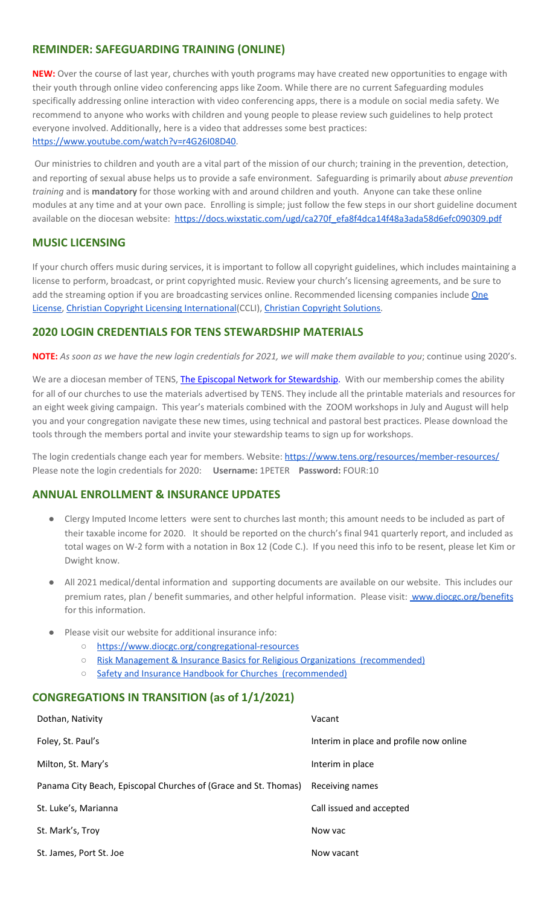## REMINDER: SAFEGUARDING TRAINING (ONLINE)

**NEW:** Over the course of last year, churches with youth programs may have created new opportunities to engage with their youth through online video conferencing apps like Zoom. While there are no current Safeguarding modules specifically addressing online interaction with video conferencing apps, there is a module on social media safety. We recommend to anyone who works with children and young people to please review such guidelines to help protect everyone involved. Additionally, here is a video that addresses some best practices: https://www.youtube.com/watch?v=r4G26I08D40.

Our ministries to children and youth are a vital part of the mission of our church; training in the prevention, detection, and reporting of sexual abuse helps us to provide a safe environment. Safeguarding is primarily about *abuse prevention training* and is **mandatory** for those working with and around children and youth. Anyone can take these online modules at any time and at your own pace. Enrolling is simple; just follow the few steps in our short guideline document available on the diocesan website: https://docs.wixstatic.com/ugd/ca270f_efa8f4dca14f48a3ada58d6efc090309.pdf

## MUSIC LICENSING

If your church offers music during services, it is important to follow all copyright guidelines, which includes maintaining a license to perform, broadcast, or print copyrighted music. Review your church's licensing agreements, and be sure to add the streaming option if you are broadcasting services online. Recommended licensing companies include One License, Christian Copyright Licensing International(CCLI), Christian Copyright Solutions.

## 2020 LOGIN CREDENTIALS FOR TENS STEWARDSHIP MATERIALS

**NOTE:** *As soon as we have the new login credentials for 2021, we will make them available to you*; continue using 2020's.

We are a diocesan member of TENS, The Episcopal Network for Stewardship. With our membership comes the ability for all of our churches to use the materials advertised by TENS. They include all the printable materials and resources for an eight week giving campaign. This year's materials combined with the ZOOM workshops in July and August will help you and your congregation navigate these new times, using technical and pastoral best practices. Please download the tools through the members portal and invite your stewardship teams to sign up for workshops.

The login credentials change each year for members. Website: https://www.tens.org/resources/member-resources/
Please note the login credentials for 2020: **Username:** 1PETER **Password:** FOUR:10

## ANNUAL ENROLLMENT & INSURANCE UPDATES

- Clergy Imputed Income letters were sent to churches last month; this amount needs to be included as part of their taxable income for 2020. It should be reported on the church's final 941 quarterly report, and included as total wages on W-2 form with a notation in Box 12 (Code C.). If you need this info to be resent, please let Kim or Dwight know.
- All 2021 medical/dental information and supporting documents are available on our website. This includes our premium rates, plan / benefit summaries, and other helpful information. Please visit: www.diocgc.org/benefits for this information.
- Please visit our website for additional insurance info:
  - https://www.diocgc.org/congregational-resources
  - Risk Management & Insurance Basics for Religious Organizations (recommended)
  - Safety and Insurance Handbook for Churches (recommended)

## CONGREGATIONS IN TRANSITION (as of 1/1/2021)

| Congregation | Status |
|---|---|
| Dothan, Nativity | Vacant |
| Foley, St. Paul's | Interim in place and profile now online |
| Milton, St. Mary's | Interim in place |
| Panama City Beach, Episcopal Churches of (Grace and St. Thomas) | Receiving names |
| St. Luke's, Marianna | Call issued and accepted |
| St. Mark's, Troy | Now vac |
| St. James, Port St. Joe | Now vacant |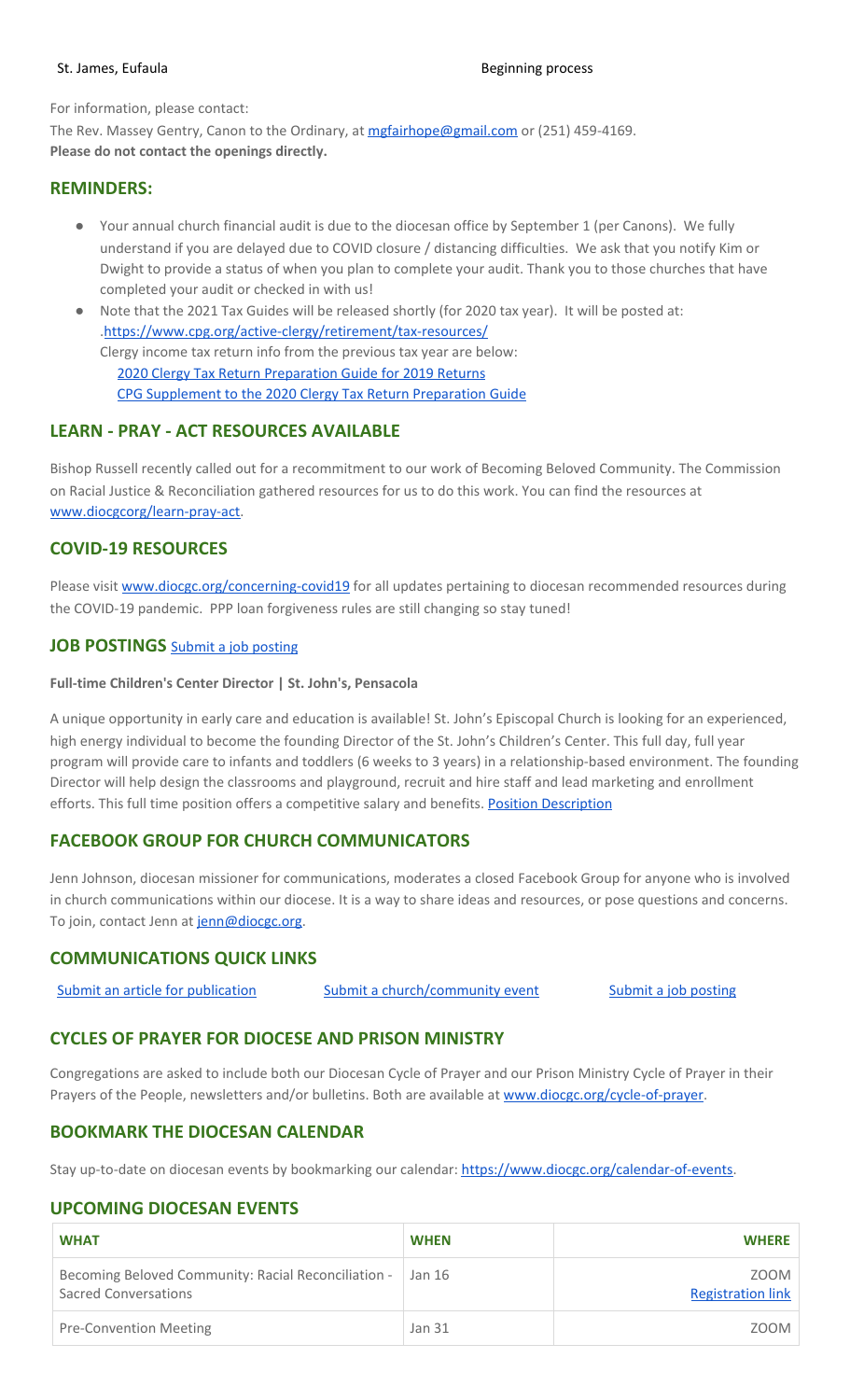St. James, Eufaula — Beginning process

For information, please contact:

The Rev. Massey Gentry, Canon to the Ordinary, at mgfairhope@gmail.com or (251) 459-4169.

**Please do not contact the openings directly.**

## REMINDERS:

- Your annual church financial audit is due to the diocesan office by September 1 (per Canons). We fully understand if you are delayed due to COVID closure / distancing difficulties. We ask that you notify Kim or Dwight to provide a status of when you plan to complete your audit. Thank you to those churches that have completed your audit or checked in with us!
- Note that the 2021 Tax Guides will be released shortly (for 2020 tax year). It will be posted at: .https://www.cpg.org/active-clergy/retirement/tax-resources/
  Clergy income tax return info from the previous tax year are below:
  2020 Clergy Tax Return Preparation Guide for 2019 Returns
  CPG Supplement to the 2020 Clergy Tax Return Preparation Guide

## LEARN - PRAY - ACT RESOURCES AVAILABLE

Bishop Russell recently called out for a recommitment to our work of Becoming Beloved Community. The Commission on Racial Justice & Reconciliation gathered resources for us to do this work. You can find the resources at www.diocgcorg/learn-pray-act.

## COVID-19 RESOURCES

Please visit www.diocgc.org/concerning-covid19 for all updates pertaining to diocesan recommended resources during the COVID-19 pandemic. PPP loan forgiveness rules are still changing so stay tuned!

## JOB POSTINGS Submit a job posting

**Full-time Children's Center Director | St. John's, Pensacola**

A unique opportunity in early care and education is available! St. John's Episcopal Church is looking for an experienced, high energy individual to become the founding Director of the St. John's Children's Center. This full day, full year program will provide care to infants and toddlers (6 weeks to 3 years) in a relationship-based environment. The founding Director will help design the classrooms and playground, recruit and hire staff and lead marketing and enrollment efforts. This full time position offers a competitive salary and benefits. Position Description

## FACEBOOK GROUP FOR CHURCH COMMUNICATORS

Jenn Johnson, diocesan missioner for communications, moderates a closed Facebook Group for anyone who is involved in church communications within our diocese. It is a way to share ideas and resources, or pose questions and concerns. To join, contact Jenn at jenn@diocgc.org.

## COMMUNICATIONS QUICK LINKS

Submit an article for publication    Submit a church/community event    Submit a job posting

## CYCLES OF PRAYER FOR DIOCESE AND PRISON MINISTRY

Congregations are asked to include both our Diocesan Cycle of Prayer and our Prison Ministry Cycle of Prayer in their Prayers of the People, newsletters and/or bulletins. Both are available at www.diocgc.org/cycle-of-prayer.

## BOOKMARK THE DIOCESAN CALENDAR

Stay up-to-date on diocesan events by bookmarking our calendar: https://www.diocgc.org/calendar-of-events.

## UPCOMING DIOCESAN EVENTS

| WHAT | WHEN | WHERE |
|---|---|---|
| Becoming Beloved Community: Racial Reconciliation - Sacred Conversations | Jan 16 | ZOOM Registration link |
| Pre-Convention Meeting | Jan 31 | ZOOM |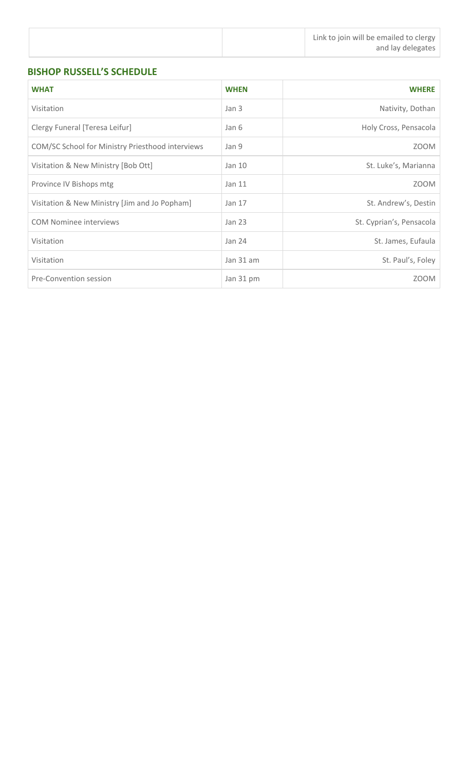| | | Link to join will be emailed to clergy and lay delegates |
|---|---|---|

## BISHOP RUSSELL'S SCHEDULE

| WHAT | WHEN | WHERE |
|---|---|---|
| Visitation | Jan 3 | Nativity, Dothan |
| Clergy Funeral [Teresa Leifur] | Jan 6 | Holy Cross, Pensacola |
| COM/SC School for Ministry Priesthood interviews | Jan 9 | ZOOM |
| Visitation & New Ministry [Bob Ott] | Jan 10 | St. Luke's, Marianna |
| Province IV Bishops mtg | Jan 11 | ZOOM |
| Visitation & New Ministry [Jim and Jo Popham] | Jan 17 | St. Andrew's, Destin |
| COM Nominee interviews | Jan 23 | St. Cyprian's, Pensacola |
| Visitation | Jan 24 | St. James, Eufaula |
| Visitation | Jan 31 am | St. Paul's, Foley |
| Pre-Convention session | Jan 31 pm | ZOOM |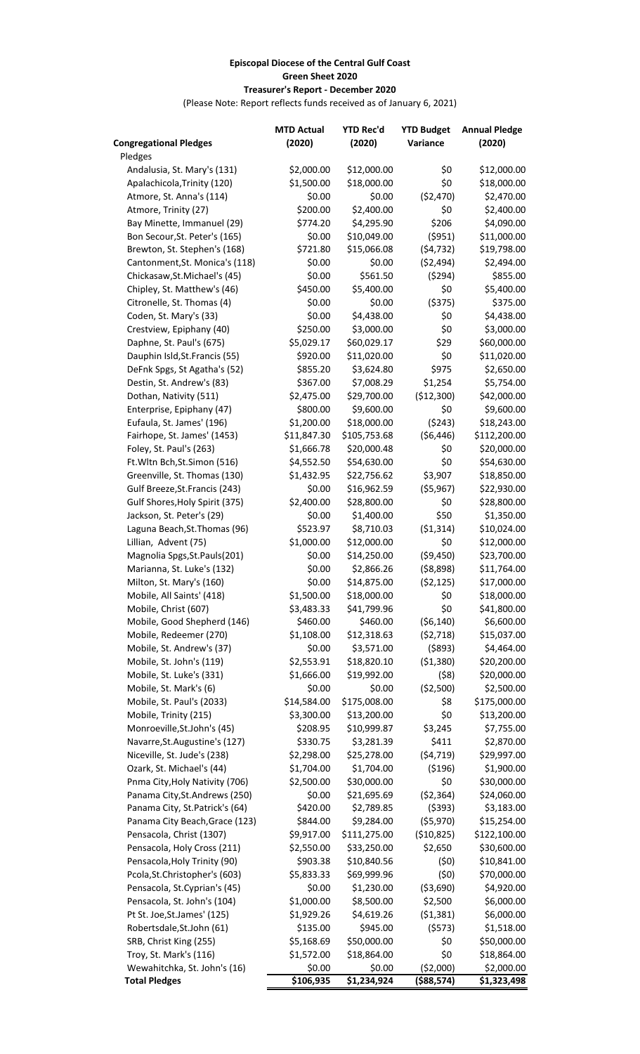**Episcopal Diocese of the Central Gulf Coast**
**Green Sheet 2020**
**Treasurer's Report - December 2020**

(Please Note: Report reflects funds received as of January 6, 2021)

| **Congregational Pledges** | **MTD Actual (2020)** | **YTD Rec'd (2020)** | **YTD Budget Variance** | **Annual Pledge (2020)** |
|---|---|---|---|---|
| Pledges | | | | |
| Andalusia, St. Mary's (131) | $2,000.00 | $12,000.00 | $0 | $12,000.00 |
| Apalachicola,Trinity (120) | $1,500.00 | $18,000.00 | $0 | $18,000.00 |
| Atmore, St. Anna's (114) | $0.00 | $0.00 | ($2,470) | $2,470.00 |
| Atmore, Trinity (27) | $200.00 | $2,400.00 | $0 | $2,400.00 |
| Bay Minette, Immanuel (29) | $774.20 | $4,295.90 | $206 | $4,090.00 |
| Bon Secour,St. Peter's (165) | $0.00 | $10,049.00 | ($951) | $11,000.00 |
| Brewton, St. Stephen's (168) | $721.80 | $15,066.08 | ($4,732) | $19,798.00 |
| Cantonment,St. Monica's (118) | $0.00 | $0.00 | ($2,494) | $2,494.00 |
| Chickasaw,St.Michael's (45) | $0.00 | $561.50 | ($294) | $855.00 |
| Chipley, St. Matthew's (46) | $450.00 | $5,400.00 | $0 | $5,400.00 |
| Citronelle, St. Thomas (4) | $0.00 | $0.00 | ($375) | $375.00 |
| Coden, St. Mary's (33) | $0.00 | $4,438.00 | $0 | $4,438.00 |
| Crestview, Epiphany (40) | $250.00 | $3,000.00 | $0 | $3,000.00 |
| Daphne, St. Paul's (675) | $5,029.17 | $60,029.17 | $29 | $60,000.00 |
| Dauphin Isld,St.Francis (55) | $920.00 | $11,020.00 | $0 | $11,020.00 |
| DeFnk Spgs, St Agatha's (52) | $855.20 | $3,624.80 | $975 | $2,650.00 |
| Destin, St. Andrew's (83) | $367.00 | $7,008.29 | $1,254 | $5,754.00 |
| Dothan, Nativity (511) | $2,475.00 | $29,700.00 | ($12,300) | $42,000.00 |
| Enterprise, Epiphany (47) | $800.00 | $9,600.00 | $0 | $9,600.00 |
| Eufaula, St. James' (196) | $1,200.00 | $18,000.00 | ($243) | $18,243.00 |
| Fairhope, St. James' (1453) | $11,847.30 | $105,753.68 | ($6,446) | $112,200.00 |
| Foley, St. Paul's (263) | $1,666.78 | $20,000.48 | $0 | $20,000.00 |
| Ft.Wltn Bch,St.Simon (516) | $4,552.50 | $54,630.00 | $0 | $54,630.00 |
| Greenville, St. Thomas (130) | $1,432.95 | $22,756.62 | $3,907 | $18,850.00 |
| Gulf Breeze,St.Francis (243) | $0.00 | $16,962.59 | ($5,967) | $22,930.00 |
| Gulf Shores,Holy Spirit (375) | $2,400.00 | $28,800.00 | $0 | $28,800.00 |
| Jackson, St. Peter's (29) | $0.00 | $1,400.00 | $50 | $1,350.00 |
| Laguna Beach,St.Thomas (96) | $523.97 | $8,710.03 | ($1,314) | $10,024.00 |
| Lillian, Advent (75) | $1,000.00 | $12,000.00 | $0 | $12,000.00 |
| Magnolia Spgs,St.Pauls(201) | $0.00 | $14,250.00 | ($9,450) | $23,700.00 |
| Marianna, St. Luke's (132) | $0.00 | $2,866.26 | ($8,898) | $11,764.00 |
| Milton, St. Mary's (160) | $0.00 | $14,875.00 | ($2,125) | $17,000.00 |
| Mobile, All Saints' (418) | $1,500.00 | $18,000.00 | $0 | $18,000.00 |
| Mobile, Christ (607) | $3,483.33 | $41,799.96 | $0 | $41,800.00 |
| Mobile, Good Shepherd (146) | $460.00 | $460.00 | ($6,140) | $6,600.00 |
| Mobile, Redeemer (270) | $1,108.00 | $12,318.63 | ($2,718) | $15,037.00 |
| Mobile, St. Andrew's (37) | $0.00 | $3,571.00 | ($893) | $4,464.00 |
| Mobile, St. John's (119) | $2,553.91 | $18,820.10 | ($1,380) | $20,200.00 |
| Mobile, St. Luke's (331) | $1,666.00 | $19,992.00 | ($8) | $20,000.00 |
| Mobile, St. Mark's (6) | $0.00 | $0.00 | ($2,500) | $2,500.00 |
| Mobile, St. Paul's (2033) | $14,584.00 | $175,008.00 | $8 | $175,000.00 |
| Mobile, Trinity (215) | $3,300.00 | $13,200.00 | $0 | $13,200.00 |
| Monroeville,St.John's (45) | $208.95 | $10,999.87 | $3,245 | $7,755.00 |
| Navarre,St.Augustine's (127) | $330.75 | $3,281.39 | $411 | $2,870.00 |
| Niceville, St. Jude's (238) | $2,298.00 | $25,278.00 | ($4,719) | $29,997.00 |
| Ozark, St. Michael's (44) | $1,704.00 | $1,704.00 | ($196) | $1,900.00 |
| Pnma City,Holy Nativity (706) | $2,500.00 | $30,000.00 | $0 | $30,000.00 |
| Panama City,St.Andrews (250) | $0.00 | $21,695.69 | ($2,364) | $24,060.00 |
| Panama City, St.Patrick's (64) | $420.00 | $2,789.85 | ($393) | $3,183.00 |
| Panama City Beach,Grace (123) | $844.00 | $9,284.00 | ($5,970) | $15,254.00 |
| Pensacola, Christ (1307) | $9,917.00 | $111,275.00 | ($10,825) | $122,100.00 |
| Pensacola, Holy Cross (211) | $2,550.00 | $33,250.00 | $2,650 | $30,600.00 |
| Pensacola,Holy Trinity (90) | $903.38 | $10,840.56 | ($0) | $10,841.00 |
| Pcola,St.Christopher's (603) | $5,833.33 | $69,999.96 | ($0) | $70,000.00 |
| Pensacola, St.Cyprian's (45) | $0.00 | $1,230.00 | ($3,690) | $4,920.00 |
| Pensacola, St. John's (104) | $1,000.00 | $8,500.00 | $2,500 | $6,000.00 |
| Pt St. Joe,St.James' (125) | $1,929.26 | $4,619.26 | ($1,381) | $6,000.00 |
| Robertsdale,St.John (61) | $135.00 | $945.00 | ($573) | $1,518.00 |
| SRB, Christ King (255) | $5,168.69 | $50,000.00 | $0 | $50,000.00 |
| Troy, St. Mark's (116) | $1,572.00 | $18,864.00 | $0 | $18,864.00 |
| Wewahitchka, St. John's (16) | $0.00 | $0.00 | ($2,000) | $2,000.00 |
| **Total Pledges** | **$106,935** | **$1,234,924** | **($88,574)** | **$1,323,498** |